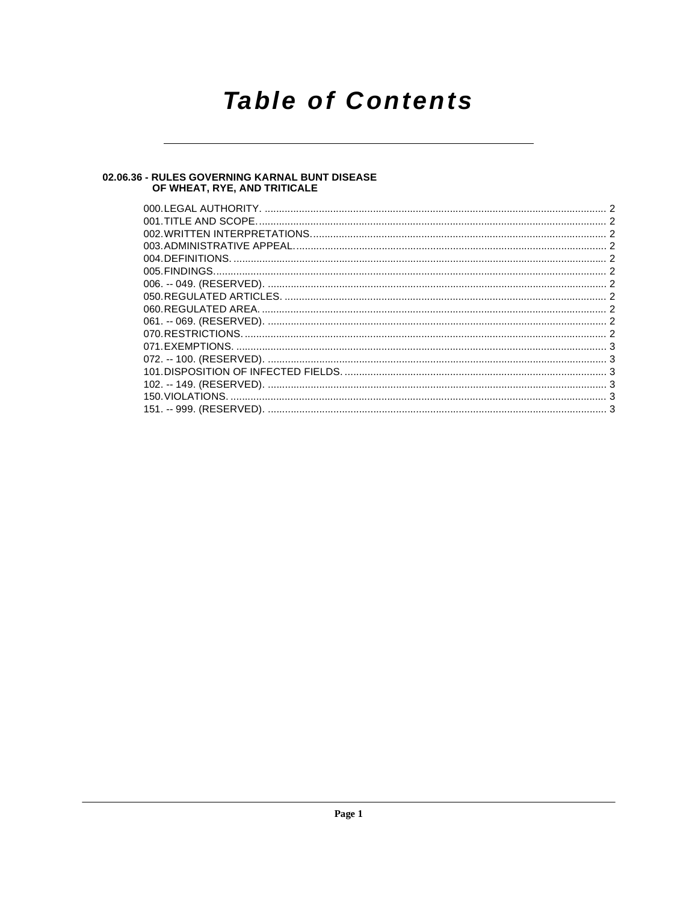# Table of Contents

## 02.06.36 - RULES GOVERNING KARNAL BUNT DISEASE OF WHEAT, RYE, AND TRITICALE

000. LEGAL AUTHORITY. ........................................................................................................................ 2
001. TITLE AND SCOPE. .......................................................................................................................... 2
002. WRITTEN INTERPRETATIONS. ....................................................................................................... 2
003. ADMINISTRATIVE APPEAL. ............................................................................................................ 2
004. DEFINITIONS. .................................................................................................................................. 2
005. FINDINGS. ......................................................................................................................................... 2
006. -- 049. (RESERVED). ....................................................................................................................... 2
050. REGULATED ARTICLES. ................................................................................................................ 2
060. REGULATED AREA. ......................................................................................................................... 2
061. -- 069. (RESERVED). ....................................................................................................................... 2
070. RESTRICTIONS. ............................................................................................................................... 2
071. EXEMPTIONS. .................................................................................................................................. 3
072. -- 100. (RESERVED). ....................................................................................................................... 3
101. DISPOSITION OF INFECTED FIELDS. ............................................................................................ 3
102. -- 149. (RESERVED). ....................................................................................................................... 3
150. VIOLATIONS. .................................................................................................................................... 3
151. -- 999. (RESERVED). ....................................................................................................................... 3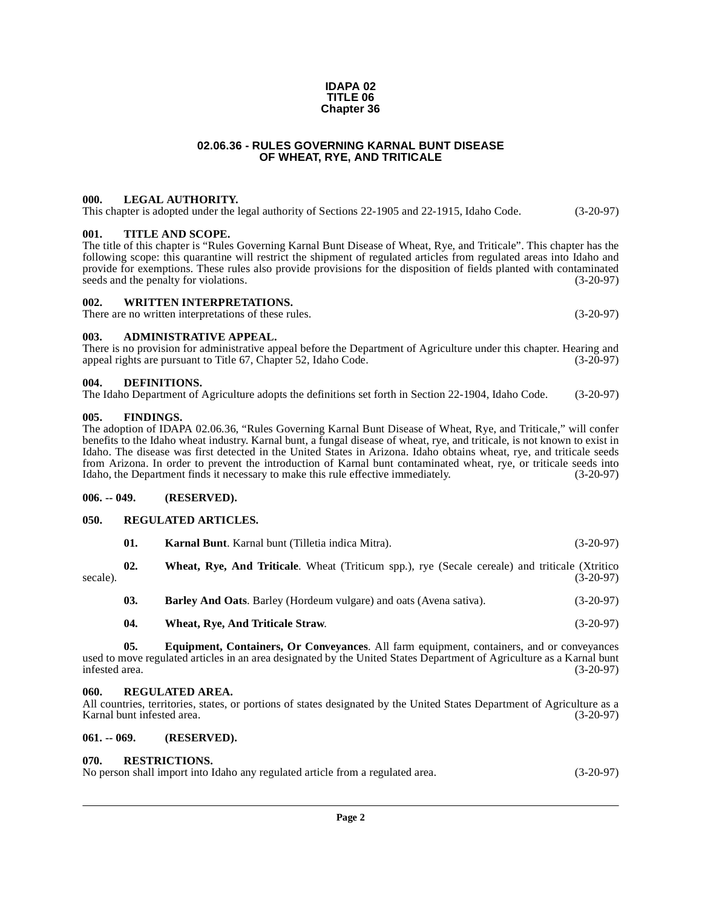**IDAPA 02**
**TITLE 06**
**Chapter 36**

# 02.06.36 - RULES GOVERNING KARNAL BUNT DISEASE OF WHEAT, RYE, AND TRITICALE

### 000. LEGAL AUTHORITY.

This chapter is adopted under the legal authority of Sections 22-1905 and 22-1915, Idaho Code. (3-20-97)

### 001. TITLE AND SCOPE.

The title of this chapter is "Rules Governing Karnal Bunt Disease of Wheat, Rye, and Triticale". This chapter has the following scope: this quarantine will restrict the shipment of regulated articles from regulated areas into Idaho and provide for exemptions. These rules also provide provisions for the disposition of fields planted with contaminated seeds and the penalty for violations. (3-20-97)

### 002. WRITTEN INTERPRETATIONS.

There are no written interpretations of these rules. (3-20-97)

### 003. ADMINISTRATIVE APPEAL.

There is no provision for administrative appeal before the Department of Agriculture under this chapter. Hearing and appeal rights are pursuant to Title 67, Chapter 52, Idaho Code. (3-20-97)

### 004. DEFINITIONS.

The Idaho Department of Agriculture adopts the definitions set forth in Section 22-1904, Idaho Code. (3-20-97)

### 005. FINDINGS.

The adoption of IDAPA 02.06.36, "Rules Governing Karnal Bunt Disease of Wheat, Rye, and Triticale," will confer benefits to the Idaho wheat industry. Karnal bunt, a fungal disease of wheat, rye, and triticale, is not known to exist in Idaho. The disease was first detected in the United States in Arizona. Idaho obtains wheat, rye, and triticale seeds from Arizona. In order to prevent the introduction of Karnal bunt contaminated wheat, rye, or triticale seeds into Idaho, the Department finds it necessary to make this rule effective immediately. (3-20-97)

### 006. -- 049. (RESERVED).

### 050. REGULATED ARTICLES.

**01. Karnal Bunt**. Karnal bunt (Tilletia indica Mitra). (3-20-97)

**02. Wheat, Rye, And Triticale**. Wheat (Triticum spp.), rye (Secale cereale) and triticale (Xtritico secale). (3-20-97)

**03. Barley And Oats**. Barley (Hordeum vulgare) and oats (Avena sativa). (3-20-97)

**04. Wheat, Rye, And Triticale Straw**. (3-20-97)

**05. Equipment, Containers, Or Conveyances**. All farm equipment, containers, and or conveyances used to move regulated articles in an area designated by the United States Department of Agriculture as a Karnal bunt infested area. (3-20-97)

### 060. REGULATED AREA.

All countries, territories, states, or portions of states designated by the United States Department of Agriculture as a Karnal bunt infested area. (3-20-97)

### 061. -- 069. (RESERVED).

### 070. RESTRICTIONS.

No person shall import into Idaho any regulated article from a regulated area. (3-20-97)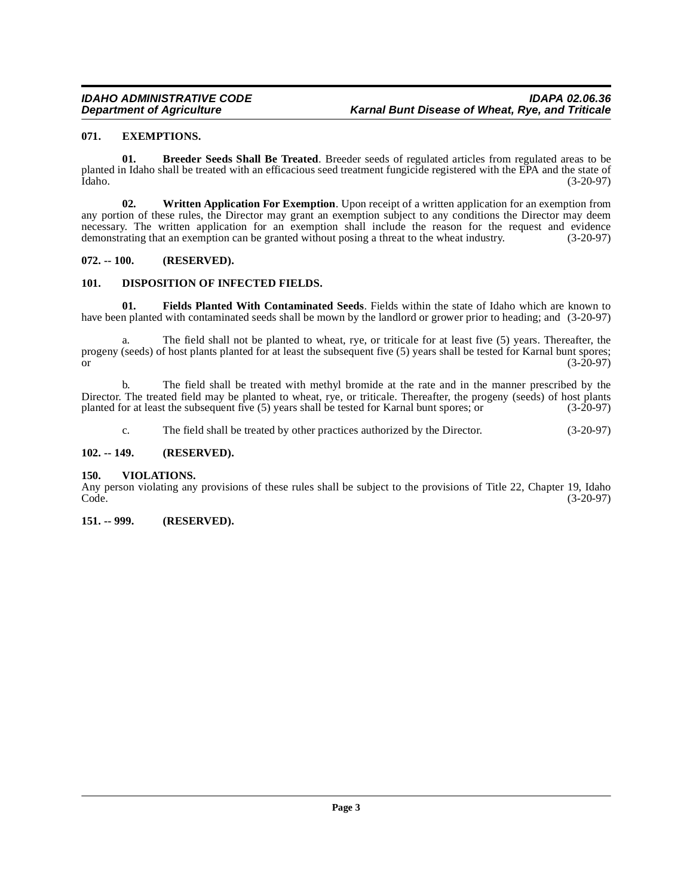### 071. EXEMPTIONS.

**01. Breeder Seeds Shall Be Treated**. Breeder seeds of regulated articles from regulated areas to be planted in Idaho shall be treated with an efficacious seed treatment fungicide registered with the EPA and the state of Idaho. (3-20-97)

**02. Written Application For Exemption**. Upon receipt of a written application for an exemption from any portion of these rules, the Director may grant an exemption subject to any conditions the Director may deem necessary. The written application for an exemption shall include the reason for the request and evidence demonstrating that an exemption can be granted without posing a threat to the wheat industry. (3-20-97)

### 072. -- 100. (RESERVED).

### 101. DISPOSITION OF INFECTED FIELDS.

**01. Fields Planted With Contaminated Seeds**. Fields within the state of Idaho which are known to have been planted with contaminated seeds shall be mown by the landlord or grower prior to heading; and (3-20-97)

a. The field shall not be planted to wheat, rye, or triticale for at least five (5) years. Thereafter, the progeny (seeds) of host plants planted for at least the subsequent five (5) years shall be tested for Karnal bunt spores; or (3-20-97)

b. The field shall be treated with methyl bromide at the rate and in the manner prescribed by the Director. The treated field may be planted to wheat, rye, or triticale. Thereafter, the progeny (seeds) of host plants planted for at least the subsequent five (5) years shall be tested for Karnal bunt spores; or (3-20-97)

c. The field shall be treated by other practices authorized by the Director. (3-20-97)

### 102. -- 149. (RESERVED).

### 150. VIOLATIONS.

Any person violating any provisions of these rules shall be subject to the provisions of Title 22, Chapter 19, Idaho Code. (3-20-97)

### 151. -- 999. (RESERVED).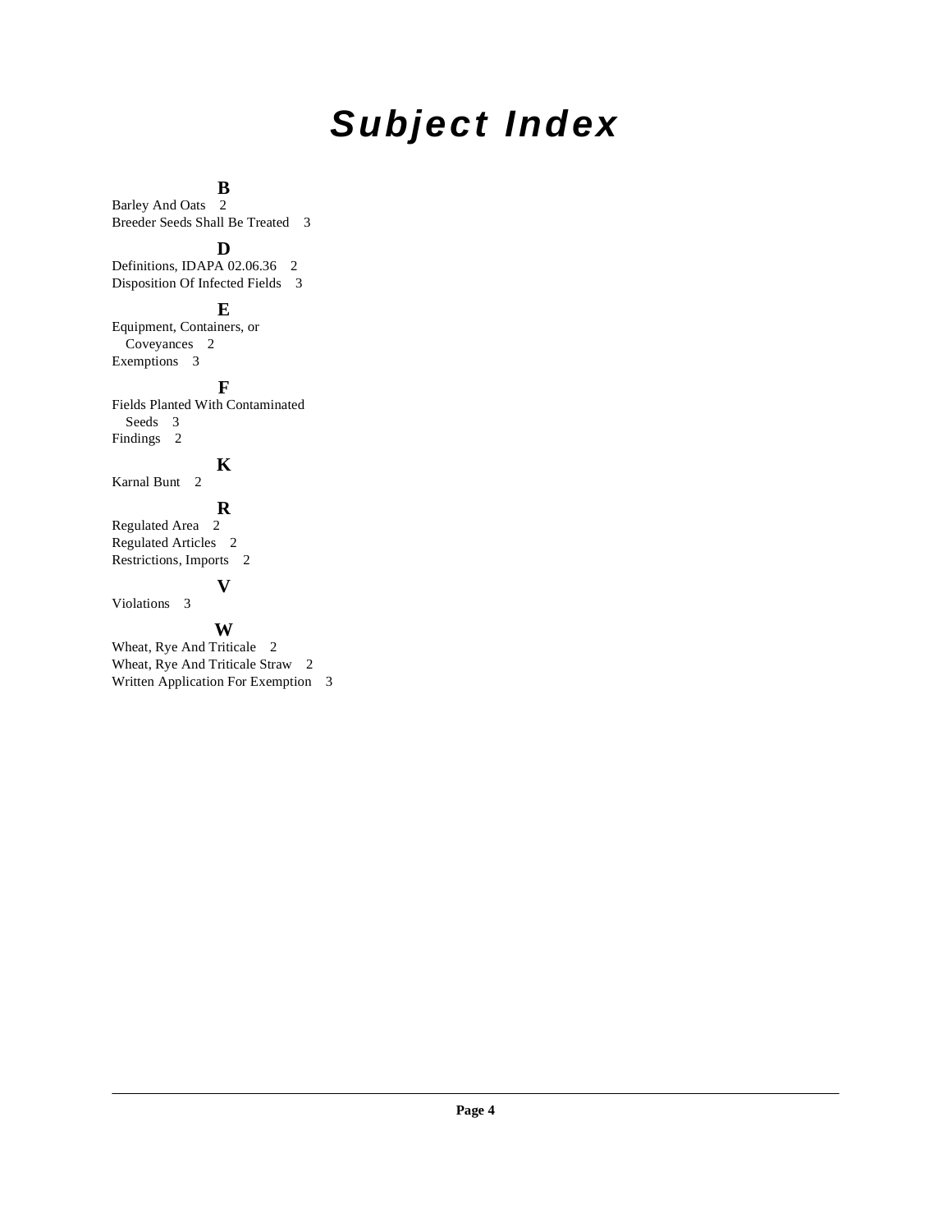# *Subject Index*

**B**

Barley And Oats 2
Breeder Seeds Shall Be Treated 3

**D**

Definitions, IDAPA 02.06.36 2
Disposition Of Infected Fields 3

**E**

Equipment, Containers, or Coveyances 2
Exemptions 3

**F**

Fields Planted With Contaminated Seeds 3
Findings 2

**K**

Karnal Bunt 2

**R**

Regulated Area 2
Regulated Articles 2
Restrictions, Imports 2

**V**

Violations 3

**W**

Wheat, Rye And Triticale 2
Wheat, Rye And Triticale Straw 2
Written Application For Exemption 3